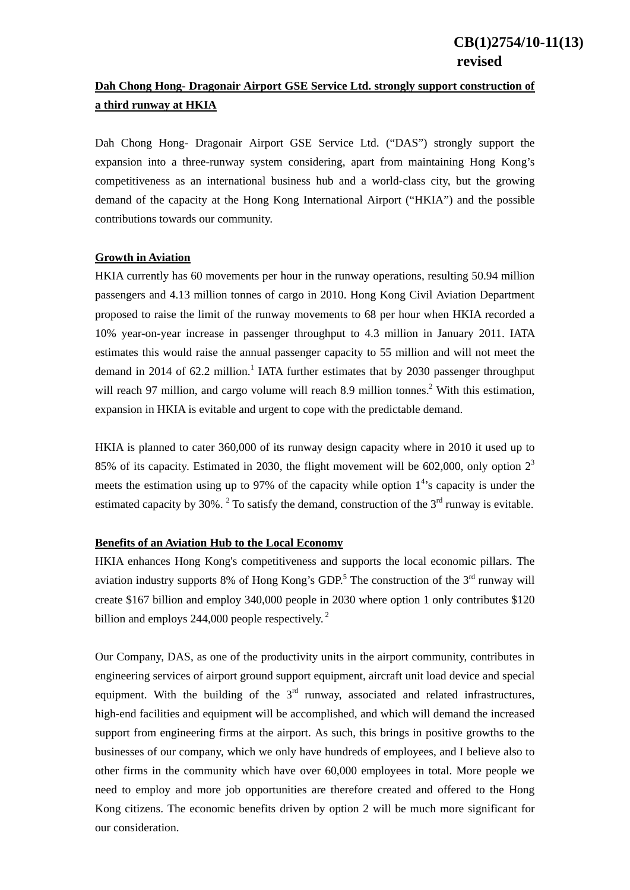**CB(1)2754/10-11(13) revised**

**Dah Chong Hong- Dragonair Airport GSE Service Ltd. strongly support construction of a third runway at HKIA**

Dah Chong Hong- Dragonair Airport GSE Service Ltd. ("DAS") strongly support the expansion into a three-runway system considering, apart from maintaining Hong Kong's competitiveness as an international business hub and a world-class city, but the growing demand of the capacity at the Hong Kong International Airport ("HKIA") and the possible contributions towards our community.

**Growth in Aviation**

HKIA currently has 60 movements per hour in the runway operations, resulting 50.94 million passengers and 4.13 million tonnes of cargo in 2010. Hong Kong Civil Aviation Department proposed to raise the limit of the runway movements to 68 per hour when HKIA recorded a 10% year-on-year increase in passenger throughput to 4.3 million in January 2011. IATA estimates this would raise the annual passenger capacity to 55 million and will not meet the demand in 2014 of 62.2 million.[1] IATA further estimates that by 2030 passenger throughput will reach 97 million, and cargo volume will reach 8.9 million tonnes.[2] With this estimation, expansion in HKIA is evitable and urgent to cope with the predictable demand.

HKIA is planned to cater 360,000 of its runway design capacity where in 2010 it used up to 85% of its capacity. Estimated in 2030, the flight movement will be 602,000, only option 2[3] meets the estimation using up to 97% of the capacity while option 1[4]'s capacity is under the estimated capacity by 30%. [2] To satisfy the demand, construction of the 3rd runway is evitable.

**Benefits of an Aviation Hub to the Local Economy**

HKIA enhances Hong Kong's competitiveness and supports the local economic pillars. The aviation industry supports 8% of Hong Kong's GDP.[5] The construction of the 3rd runway will create $167 billion and employ 340,000 people in 2030 where option 1 only contributes $120 billion and employs 244,000 people respectively. [2]

Our Company, DAS, as one of the productivity units in the airport community, contributes in engineering services of airport ground support equipment, aircraft unit load device and special equipment. With the building of the 3rd runway, associated and related infrastructures, high-end facilities and equipment will be accomplished, and which will demand the increased support from engineering firms at the airport. As such, this brings in positive growths to the businesses of our company, which we only have hundreds of employees, and I believe also to other firms in the community which have over 60,000 employees in total. More people we need to employ and more job opportunities are therefore created and offered to the Hong Kong citizens. The economic benefits driven by option 2 will be much more significant for our consideration.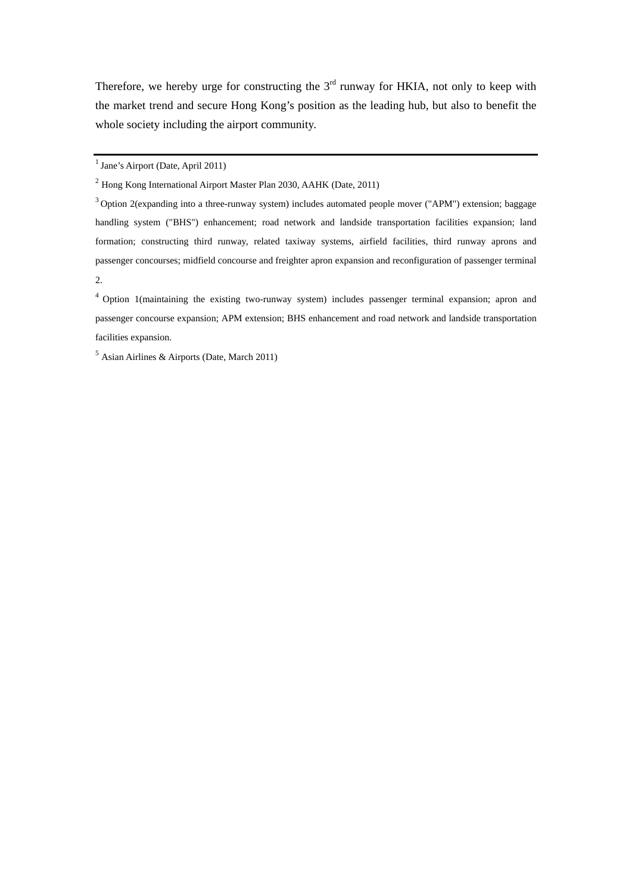Therefore, we hereby urge for constructing the 3rd runway for HKIA, not only to keep with the market trend and secure Hong Kong's position as the leading hub, but also to benefit the whole society including the airport community.

---

[1] Jane's Airport (Date, April 2011)

[2] Hong Kong International Airport Master Plan 2030, AAHK (Date, 2011)

[3] Option 2(expanding into a three-runway system) includes automated people mover ("APM") extension; baggage handling system ("BHS") enhancement; road network and landside transportation facilities expansion; land formation; constructing third runway, related taxiway systems, airfield facilities, third runway aprons and passenger concourses; midfield concourse and freighter apron expansion and reconfiguration of passenger terminal 2.

[4] Option 1(maintaining the existing two-runway system) includes passenger terminal expansion; apron and passenger concourse expansion; APM extension; BHS enhancement and road network and landside transportation facilities expansion.

[5] Asian Airlines & Airports (Date, March 2011)